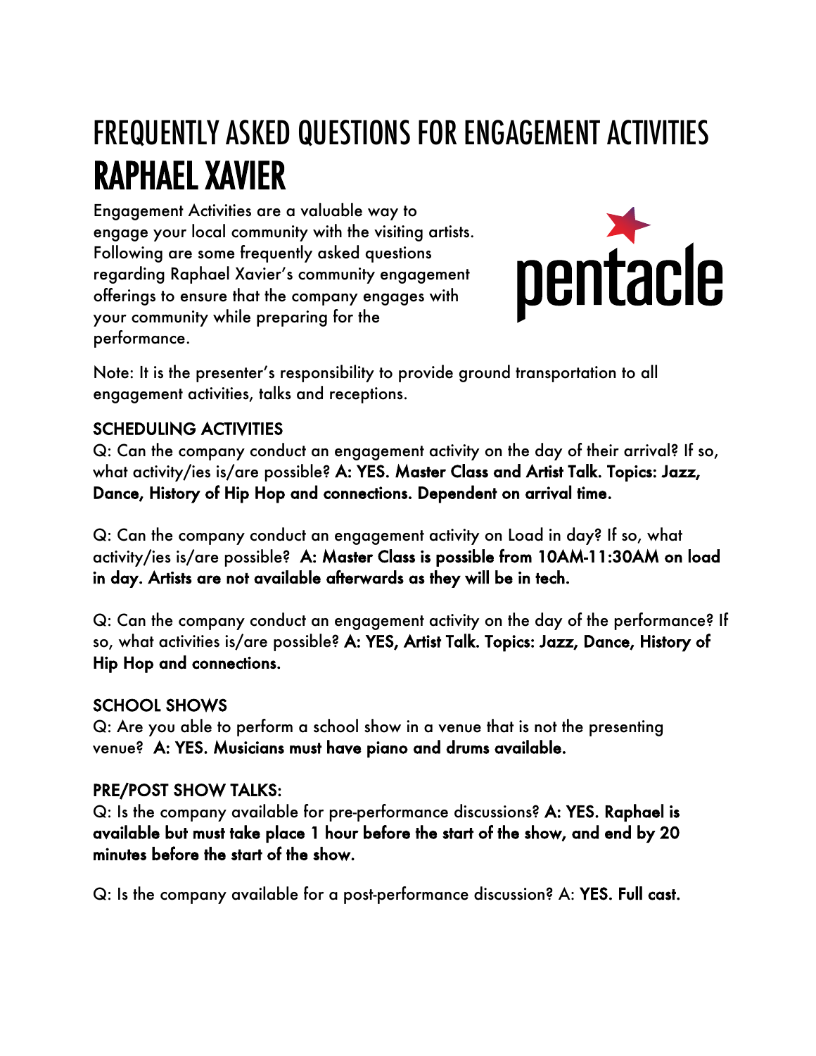# FREQUENTLY ASKED QUESTIONS FOR ENGAGEMENT ACTIVITIES

# RAPHAEL XAVIER

Engagement Activities are a valuable way to engage your local community with the visiting artists. Following are some frequently asked questions regarding Raphael Xavier's community engagement offerings to ensure that the company engages with your community while preparing for the performance.

pentacle

Note: It is the presenter's responsibility to provide ground transportation to all engagement activities, talks and receptions.

## SCHEDULING ACTIVITIES

Q: Can the company conduct an engagement activity on the day of their arrival? If so, what activity/ies is/are possible? **A: YES. Master Class and Artist Talk. Topics: Jazz, Dance, History of Hip Hop and connections. Dependent on arrival time.**

Q: Can the company conduct an engagement activity on Load in day? If so, what activity/ies is/are possible? **A: Master Class is possible from 10AM-11:30AM on load in day. Artists are not available afterwards as they will be in tech.**

Q: Can the company conduct an engagement activity on the day of the performance? If so, what activities is/are possible? **A: YES, Artist Talk. Topics: Jazz, Dance, History of Hip Hop and connections.**

## SCHOOL SHOWS

Q: Are you able to perform a school show in a venue that is not the presenting venue? **A: YES. Musicians must have piano and drums available.**

## PRE/POST SHOW TALKS:

Q: Is the company available for pre-performance discussions? **A: YES. Raphael is available but must take place 1 hour before the start of the show, and end by 20 minutes before the start of the show.**

Q: Is the company available for a post-performance discussion? A: **YES. Full cast.**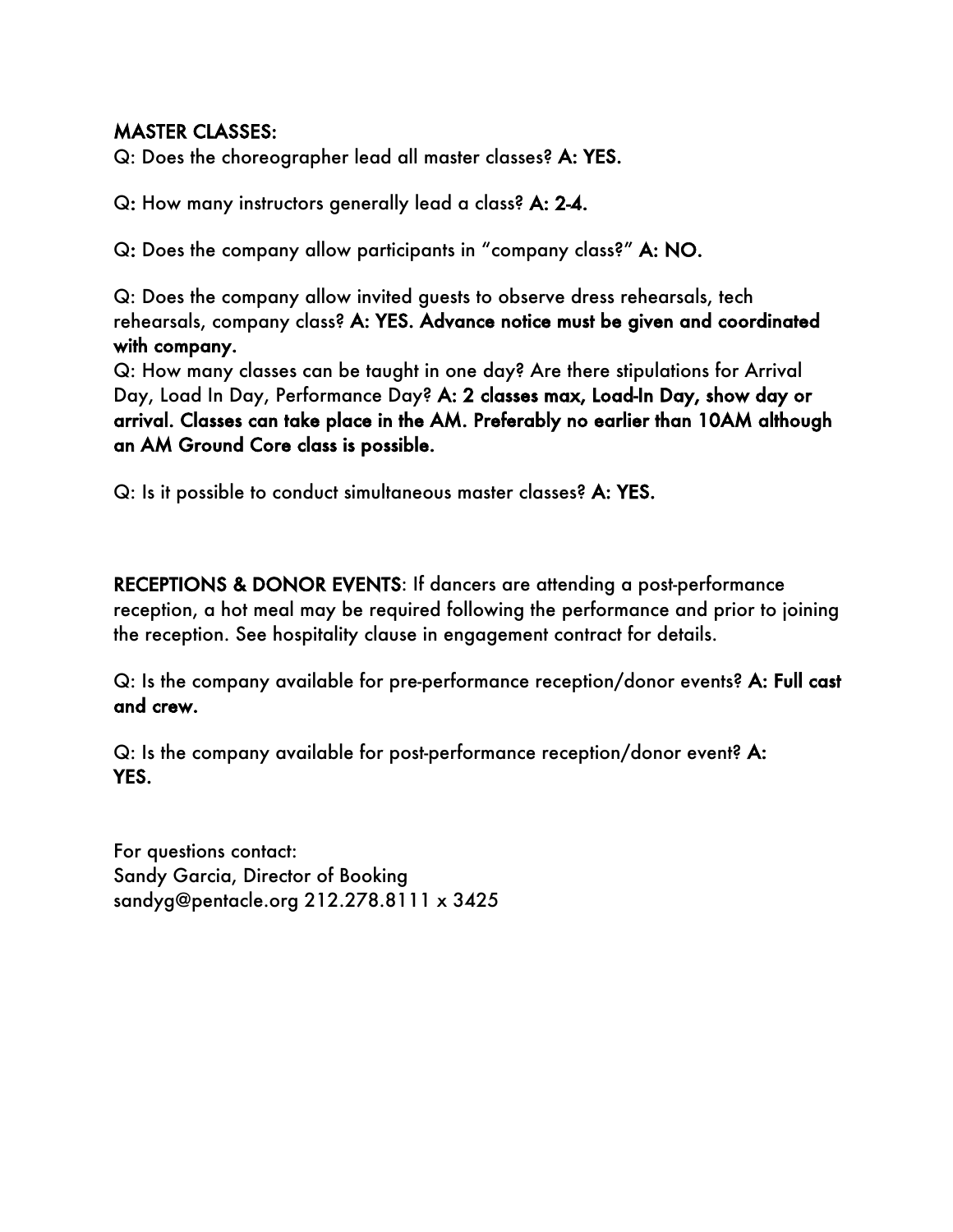**MASTER CLASSES:**

Q: Does the choreographer lead all master classes? **A: YES.**

Q: How many instructors generally lead a class? **A: 2-4.**

Q: Does the company allow participants in "company class?" **A: NO.**

Q: Does the company allow invited guests to observe dress rehearsals, tech rehearsals, company class? **A: YES. Advance notice must be given and coordinated with company.**

Q: How many classes can be taught in one day? Are there stipulations for Arrival Day, Load In Day, Performance Day? **A: 2 classes max, Load-In Day, show day or arrival. Classes can take place in the AM. Preferably no earlier than 10AM although an AM Ground Core class is possible.**

Q: Is it possible to conduct simultaneous master classes? **A: YES.**

**RECEPTIONS & DONOR EVENTS**: If dancers are attending a post-performance reception, a hot meal may be required following the performance and prior to joining the reception. See hospitality clause in engagement contract for details.

Q: Is the company available for pre-performance reception/donor events? **A: Full cast and crew.**

Q: Is the company available for post-performance reception/donor event? **A: YES.**

For questions contact:
Sandy Garcia, Director of Booking
sandyg@pentacle.org 212.278.8111 x 3425